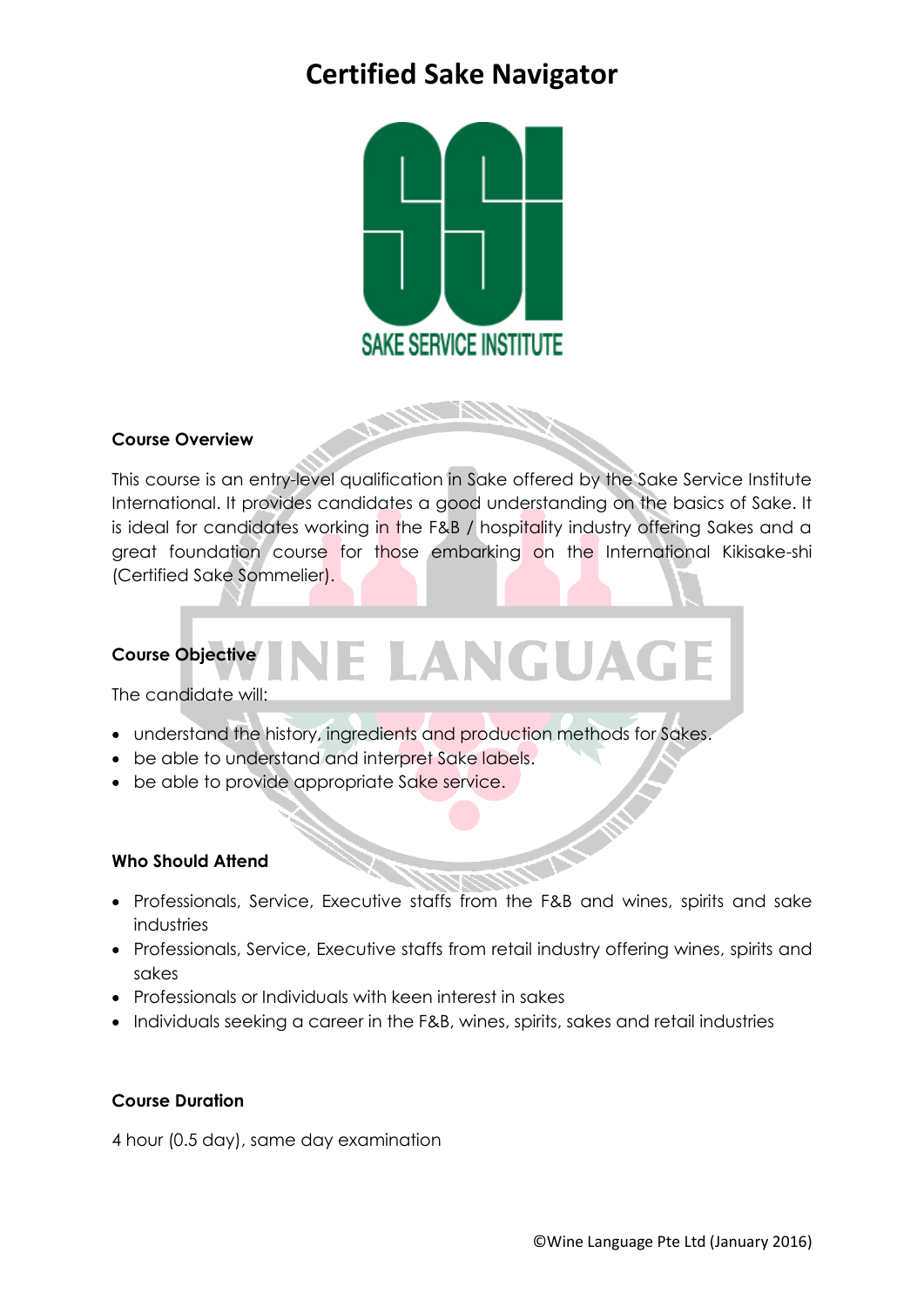# Certified Sake Navigator

SAKE SERVICE INSTITUTE

**Course Overview**

This course is an entry-level qualification in Sake offered by the Sake Service Institute International. It provides candidates a good understanding on the basics of Sake. It is ideal for candidates working in the F&B / hospitality industry offering Sakes and a great foundation course for those embarking on the International Kikisake-shi (Certified Sake Sommelier).

**Course Objective**

The candidate will:

- understand the history, ingredients and production methods for Sakes.
- be able to understand and interpret Sake labels.
- be able to provide appropriate Sake service.

**Who Should Attend**

- Professionals, Service, Executive staffs from the F&B and wines, spirits and sake industries
- Professionals, Service, Executive staffs from retail industry offering wines, spirits and sakes
- Professionals or Individuals with keen interest in sakes
- Individuals seeking a career in the F&B, wines, spirits, sakes and retail industries

**Course Duration**

4 hour (0.5 day), same day examination

©Wine Language Pte Ltd (January 2016)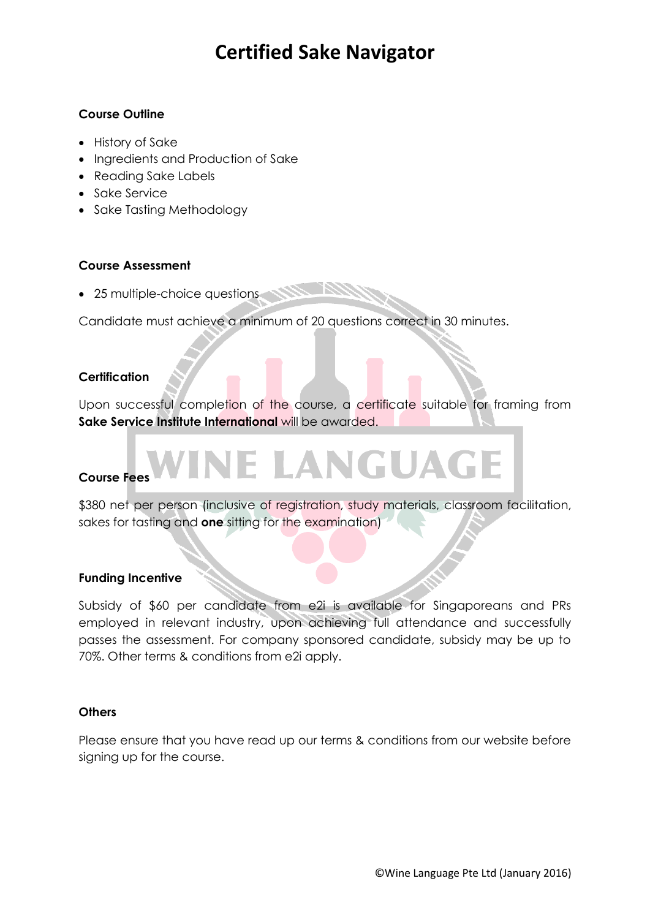# Certified Sake Navigator

**Course Outline**

- History of Sake
- Ingredients and Production of Sake
- Reading Sake Labels
- Sake Service
- Sake Tasting Methodology

**Course Assessment**

- 25 multiple-choice questions

Candidate must achieve a minimum of 20 questions correct in 30 minutes.

**Certification**

Upon successful completion of the course, a certificate suitable for framing from **Sake Service Institute International** will be awarded.

**Course Fees**

$380 net per person (inclusive of registration, study materials, classroom facilitation, sakes for tasting and **one** sitting for the examination)

**Funding Incentive**

Subsidy of $60 per candidate from e2i is available for Singaporeans and PRs employed in relevant industry, upon achieving full attendance and successfully passes the assessment. For company sponsored candidate, subsidy may be up to 70%. Other terms & conditions from e2i apply.

**Others**

Please ensure that you have read up our terms & conditions from our website before signing up for the course.

©Wine Language Pte Ltd (January 2016)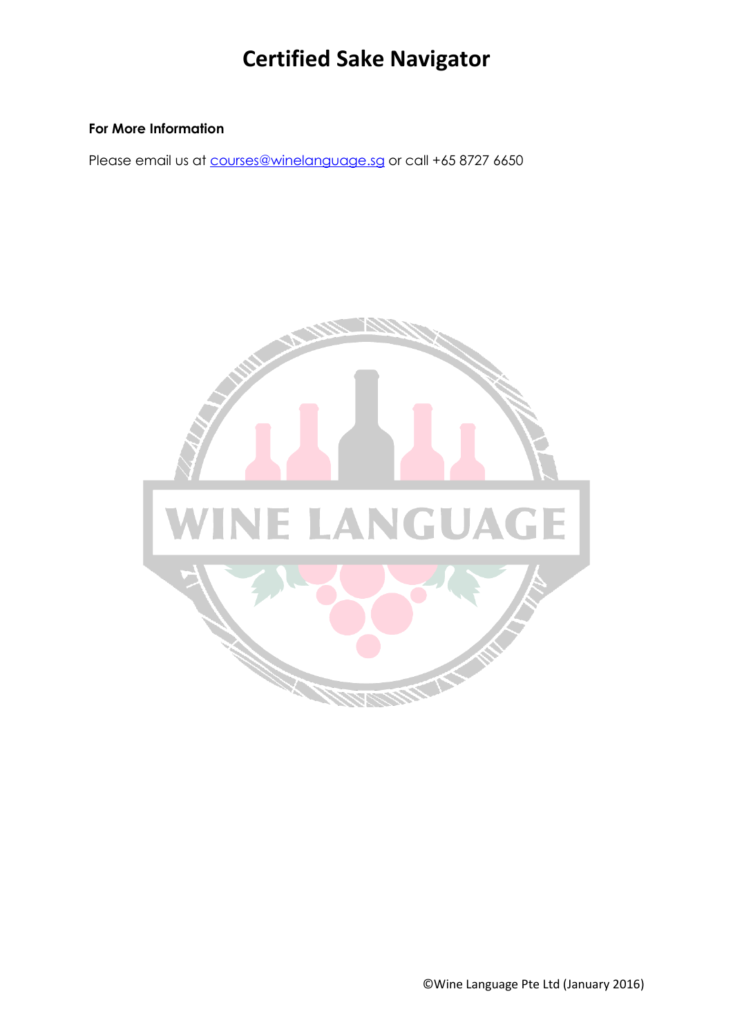# Certified Sake Navigator

**For More Information**

Please email us at courses@winelanguage.sg or call +65 8727 6650

©Wine Language Pte Ltd (January 2016)